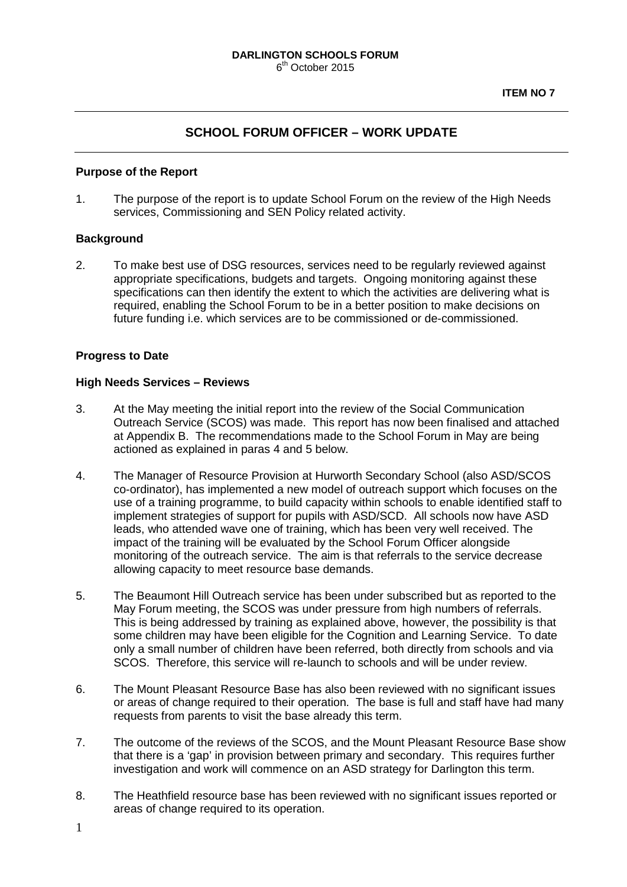**DARLINGTON SCHOOLS FORUM**
6th October 2015

**ITEM NO 7**

## SCHOOL FORUM OFFICER – WORK UPDATE

### Purpose of the Report

1. The purpose of the report is to update School Forum on the review of the High Needs services, Commissioning and SEN Policy related activity.

### Background

2. To make best use of DSG resources, services need to be regularly reviewed against appropriate specifications, budgets and targets. Ongoing monitoring against these specifications can then identify the extent to which the activities are delivering what is required, enabling the School Forum to be in a better position to make decisions on future funding i.e. which services are to be commissioned or de-commissioned.

### Progress to Date

### High Needs Services – Reviews

3. At the May meeting the initial report into the review of the Social Communication Outreach Service (SCOS) was made. This report has now been finalised and attached at Appendix B. The recommendations made to the School Forum in May are being actioned as explained in paras 4 and 5 below.

4. The Manager of Resource Provision at Hurworth Secondary School (also ASD/SCOS co-ordinator), has implemented a new model of outreach support which focuses on the use of a training programme, to build capacity within schools to enable identified staff to implement strategies of support for pupils with ASD/SCD. All schools now have ASD leads, who attended wave one of training, which has been very well received. The impact of the training will be evaluated by the School Forum Officer alongside monitoring of the outreach service. The aim is that referrals to the service decrease allowing capacity to meet resource base demands.

5. The Beaumont Hill Outreach service has been under subscribed but as reported to the May Forum meeting, the SCOS was under pressure from high numbers of referrals. This is being addressed by training as explained above, however, the possibility is that some children may have been eligible for the Cognition and Learning Service. To date only a small number of children have been referred, both directly from schools and via SCOS. Therefore, this service will re-launch to schools and will be under review.

6. The Mount Pleasant Resource Base has also been reviewed with no significant issues or areas of change required to their operation. The base is full and staff have had many requests from parents to visit the base already this term.

7. The outcome of the reviews of the SCOS, and the Mount Pleasant Resource Base show that there is a 'gap' in provision between primary and secondary. This requires further investigation and work will commence on an ASD strategy for Darlington this term.

8. The Heathfield resource base has been reviewed with no significant issues reported or areas of change required to its operation.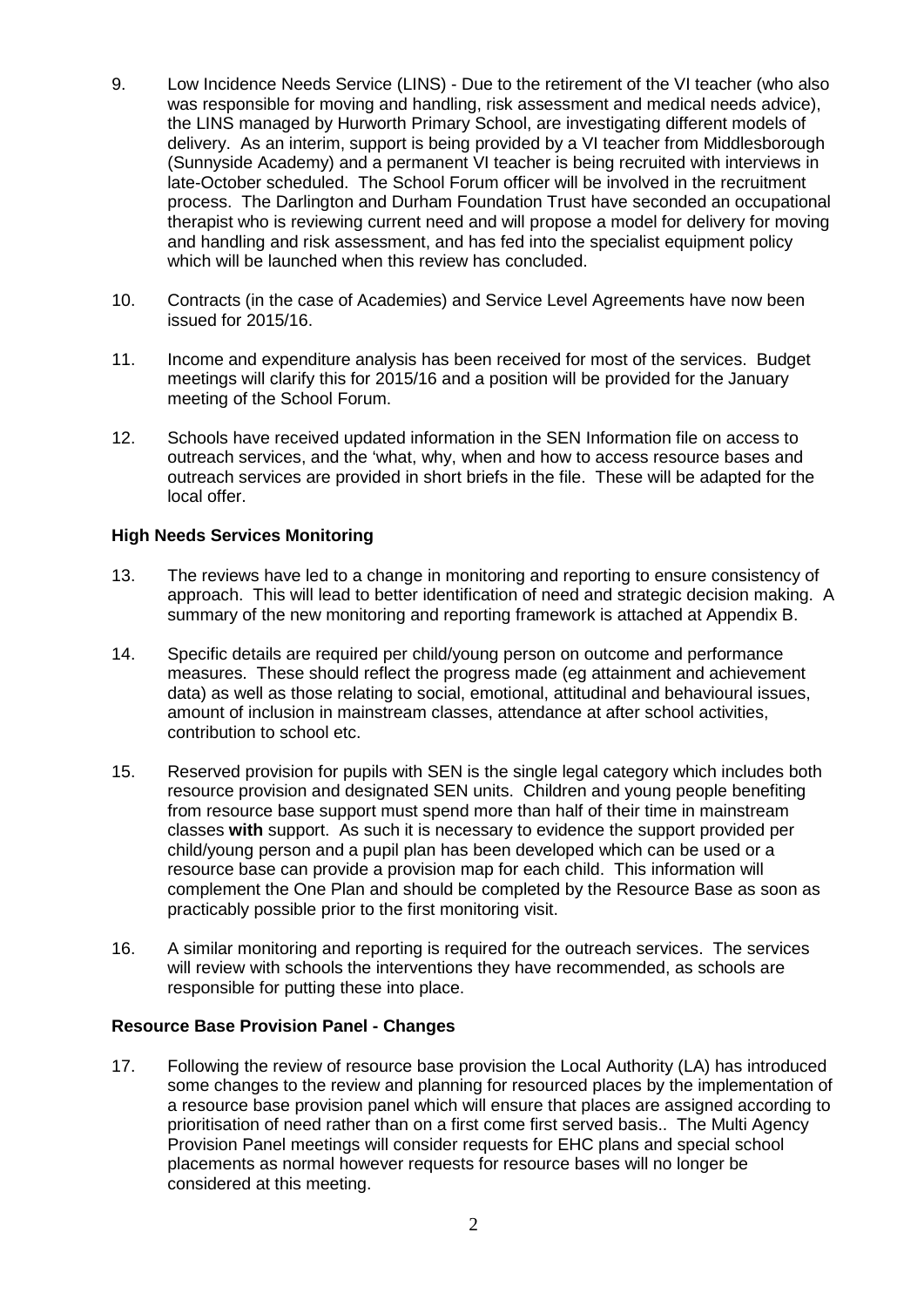9. Low Incidence Needs Service (LINS) - Due to the retirement of the VI teacher (who also was responsible for moving and handling, risk assessment and medical needs advice), the LINS managed by Hurworth Primary School, are investigating different models of delivery. As an interim, support is being provided by a VI teacher from Middlesborough (Sunnyside Academy) and a permanent VI teacher is being recruited with interviews in late-October scheduled. The School Forum officer will be involved in the recruitment process. The Darlington and Durham Foundation Trust have seconded an occupational therapist who is reviewing current need and will propose a model for delivery for moving and handling and risk assessment, and has fed into the specialist equipment policy which will be launched when this review has concluded.

10. Contracts (in the case of Academies) and Service Level Agreements have now been issued for 2015/16.

11. Income and expenditure analysis has been received for most of the services. Budget meetings will clarify this for 2015/16 and a position will be provided for the January meeting of the School Forum.

12. Schools have received updated information in the SEN Information file on access to outreach services, and the 'what, why, when and how to access resource bases and outreach services are provided in short briefs in the file. These will be adapted for the local offer.

**High Needs Services Monitoring**

13. The reviews have led to a change in monitoring and reporting to ensure consistency of approach. This will lead to better identification of need and strategic decision making. A summary of the new monitoring and reporting framework is attached at Appendix B.

14. Specific details are required per child/young person on outcome and performance measures. These should reflect the progress made (eg attainment and achievement data) as well as those relating to social, emotional, attitudinal and behavioural issues, amount of inclusion in mainstream classes, attendance at after school activities, contribution to school etc.

15. Reserved provision for pupils with SEN is the single legal category which includes both resource provision and designated SEN units. Children and young people benefiting from resource base support must spend more than half of their time in mainstream classes **with** support. As such it is necessary to evidence the support provided per child/young person and a pupil plan has been developed which can be used or a resource base can provide a provision map for each child. This information will complement the One Plan and should be completed by the Resource Base as soon as practicably possible prior to the first monitoring visit.

16. A similar monitoring and reporting is required for the outreach services. The services will review with schools the interventions they have recommended, as schools are responsible for putting these into place.

**Resource Base Provision Panel - Changes**

17. Following the review of resource base provision the Local Authority (LA) has introduced some changes to the review and planning for resourced places by the implementation of a resource base provision panel which will ensure that places are assigned according to prioritisation of need rather than on a first come first served basis.. The Multi Agency Provision Panel meetings will consider requests for EHC plans and special school placements as normal however requests for resource bases will no longer be considered at this meeting.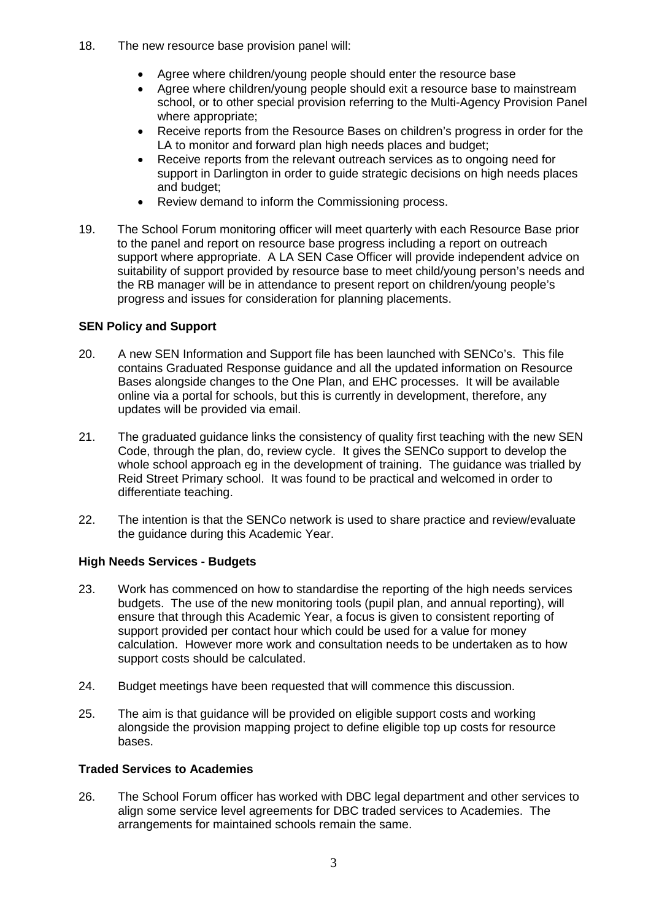18. The new resource base provision panel will:

    - Agree where children/young people should enter the resource base
    - Agree where children/young people should exit a resource base to mainstream school, or to other special provision referring to the Multi-Agency Provision Panel where appropriate;
    - Receive reports from the Resource Bases on children's progress in order for the LA to monitor and forward plan high needs places and budget;
    - Receive reports from the relevant outreach services as to ongoing need for support in Darlington in order to guide strategic decisions on high needs places and budget;
    - Review demand to inform the Commissioning process.

19. The School Forum monitoring officer will meet quarterly with each Resource Base prior to the panel and report on resource base progress including a report on outreach support where appropriate. A LA SEN Case Officer will provide independent advice on suitability of support provided by resource base to meet child/young person's needs and the RB manager will be in attendance to present report on children/young people's progress and issues for consideration for planning placements.

**SEN Policy and Support**

20. A new SEN Information and Support file has been launched with SENCo's. This file contains Graduated Response guidance and all the updated information on Resource Bases alongside changes to the One Plan, and EHC processes. It will be available online via a portal for schools, but this is currently in development, therefore, any updates will be provided via email.

21. The graduated guidance links the consistency of quality first teaching with the new SEN Code, through the plan, do, review cycle. It gives the SENCo support to develop the whole school approach eg in the development of training. The guidance was trialled by Reid Street Primary school. It was found to be practical and welcomed in order to differentiate teaching.

22. The intention is that the SENCo network is used to share practice and review/evaluate the guidance during this Academic Year.

**High Needs Services - Budgets**

23. Work has commenced on how to standardise the reporting of the high needs services budgets. The use of the new monitoring tools (pupil plan, and annual reporting), will ensure that through this Academic Year, a focus is given to consistent reporting of support provided per contact hour which could be used for a value for money calculation. However more work and consultation needs to be undertaken as to how support costs should be calculated.

24. Budget meetings have been requested that will commence this discussion.

25. The aim is that guidance will be provided on eligible support costs and working alongside the provision mapping project to define eligible top up costs for resource bases.

**Traded Services to Academies**

26. The School Forum officer has worked with DBC legal department and other services to align some service level agreements for DBC traded services to Academies. The arrangements for maintained schools remain the same.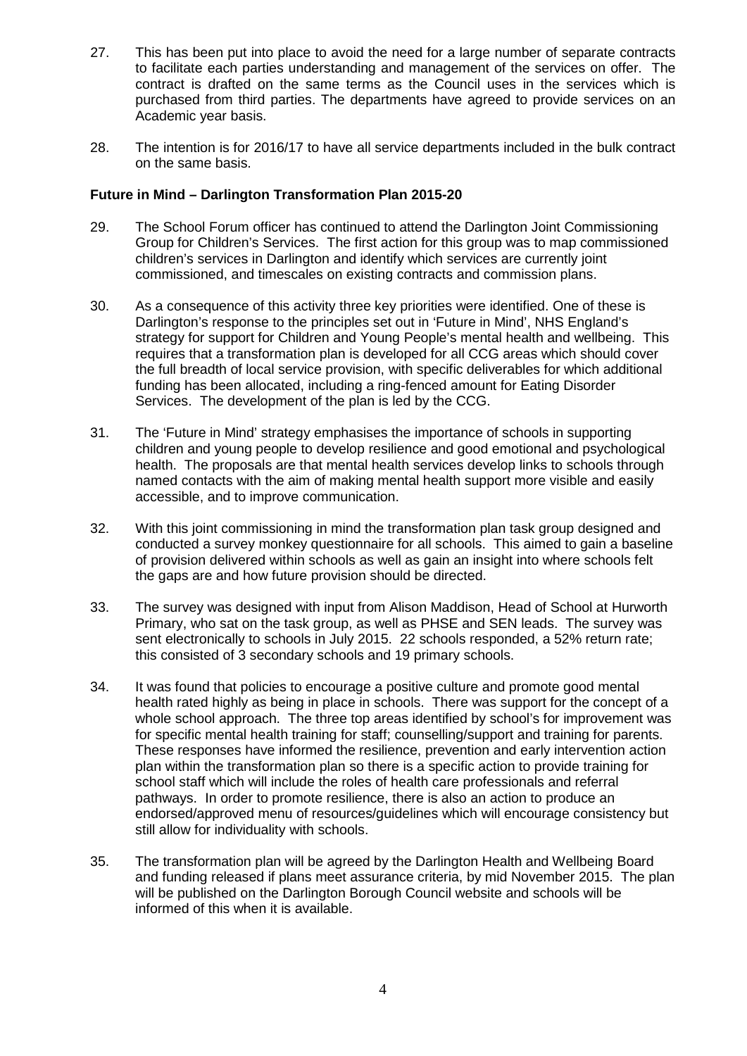27. This has been put into place to avoid the need for a large number of separate contracts to facilitate each parties understanding and management of the services on offer. The contract is drafted on the same terms as the Council uses in the services which is purchased from third parties. The departments have agreed to provide services on an Academic year basis.

28. The intention is for 2016/17 to have all service departments included in the bulk contract on the same basis.

**Future in Mind – Darlington Transformation Plan 2015-20**

29. The School Forum officer has continued to attend the Darlington Joint Commissioning Group for Children's Services. The first action for this group was to map commissioned children's services in Darlington and identify which services are currently joint commissioned, and timescales on existing contracts and commission plans.

30. As a consequence of this activity three key priorities were identified. One of these is Darlington's response to the principles set out in 'Future in Mind', NHS England's strategy for support for Children and Young People's mental health and wellbeing. This requires that a transformation plan is developed for all CCG areas which should cover the full breadth of local service provision, with specific deliverables for which additional funding has been allocated, including a ring-fenced amount for Eating Disorder Services. The development of the plan is led by the CCG.

31. The 'Future in Mind' strategy emphasises the importance of schools in supporting children and young people to develop resilience and good emotional and psychological health. The proposals are that mental health services develop links to schools through named contacts with the aim of making mental health support more visible and easily accessible, and to improve communication.

32. With this joint commissioning in mind the transformation plan task group designed and conducted a survey monkey questionnaire for all schools. This aimed to gain a baseline of provision delivered within schools as well as gain an insight into where schools felt the gaps are and how future provision should be directed.

33. The survey was designed with input from Alison Maddison, Head of School at Hurworth Primary, who sat on the task group, as well as PHSE and SEN leads. The survey was sent electronically to schools in July 2015. 22 schools responded, a 52% return rate; this consisted of 3 secondary schools and 19 primary schools.

34. It was found that policies to encourage a positive culture and promote good mental health rated highly as being in place in schools. There was support for the concept of a whole school approach. The three top areas identified by school's for improvement was for specific mental health training for staff; counselling/support and training for parents. These responses have informed the resilience, prevention and early intervention action plan within the transformation plan so there is a specific action to provide training for school staff which will include the roles of health care professionals and referral pathways. In order to promote resilience, there is also an action to produce an endorsed/approved menu of resources/guidelines which will encourage consistency but still allow for individuality with schools.

35. The transformation plan will be agreed by the Darlington Health and Wellbeing Board and funding released if plans meet assurance criteria, by mid November 2015. The plan will be published on the Darlington Borough Council website and schools will be informed of this when it is available.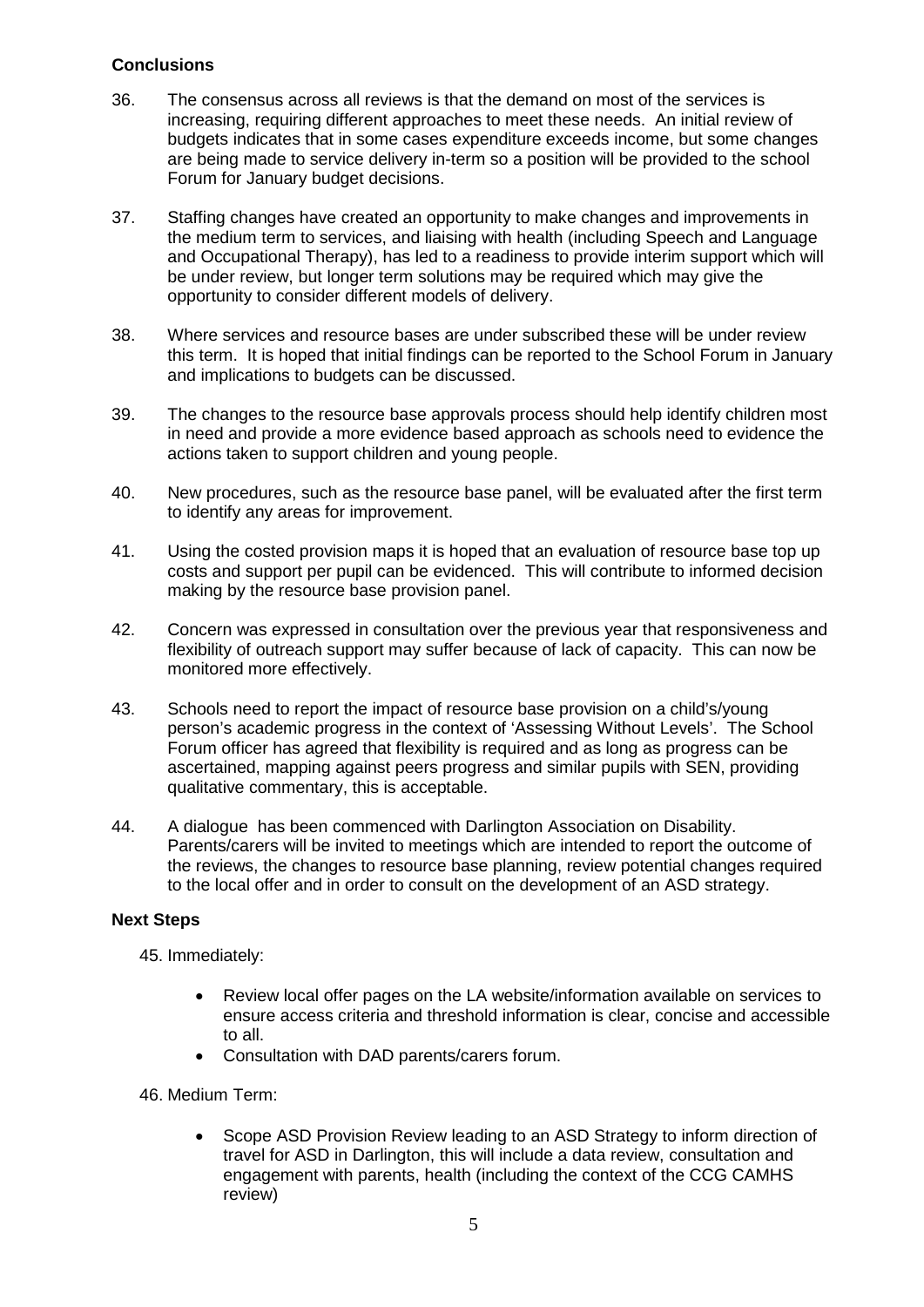**Conclusions**

36. The consensus across all reviews is that the demand on most of the services is increasing, requiring different approaches to meet these needs. An initial review of budgets indicates that in some cases expenditure exceeds income, but some changes are being made to service delivery in-term so a position will be provided to the school Forum for January budget decisions.

37. Staffing changes have created an opportunity to make changes and improvements in the medium term to services, and liaising with health (including Speech and Language and Occupational Therapy), has led to a readiness to provide interim support which will be under review, but longer term solutions may be required which may give the opportunity to consider different models of delivery.

38. Where services and resource bases are under subscribed these will be under review this term. It is hoped that initial findings can be reported to the School Forum in January and implications to budgets can be discussed.

39. The changes to the resource base approvals process should help identify children most in need and provide a more evidence based approach as schools need to evidence the actions taken to support children and young people.

40. New procedures, such as the resource base panel, will be evaluated after the first term to identify any areas for improvement.

41. Using the costed provision maps it is hoped that an evaluation of resource base top up costs and support per pupil can be evidenced. This will contribute to informed decision making by the resource base provision panel.

42. Concern was expressed in consultation over the previous year that responsiveness and flexibility of outreach support may suffer because of lack of capacity. This can now be monitored more effectively.

43. Schools need to report the impact of resource base provision on a child's/young person's academic progress in the context of 'Assessing Without Levels'. The School Forum officer has agreed that flexibility is required and as long as progress can be ascertained, mapping against peers progress and similar pupils with SEN, providing qualitative commentary, this is acceptable.

44. A dialogue has been commenced with Darlington Association on Disability. Parents/carers will be invited to meetings which are intended to report the outcome of the reviews, the changes to resource base planning, review potential changes required to the local offer and in order to consult on the development of an ASD strategy.

**Next Steps**

45. Immediately:

- Review local offer pages on the LA website/information available on services to ensure access criteria and threshold information is clear, concise and accessible to all.
- Consultation with DAD parents/carers forum.

46. Medium Term:

- Scope ASD Provision Review leading to an ASD Strategy to inform direction of travel for ASD in Darlington, this will include a data review, consultation and engagement with parents, health (including the context of the CCG CAMHS review)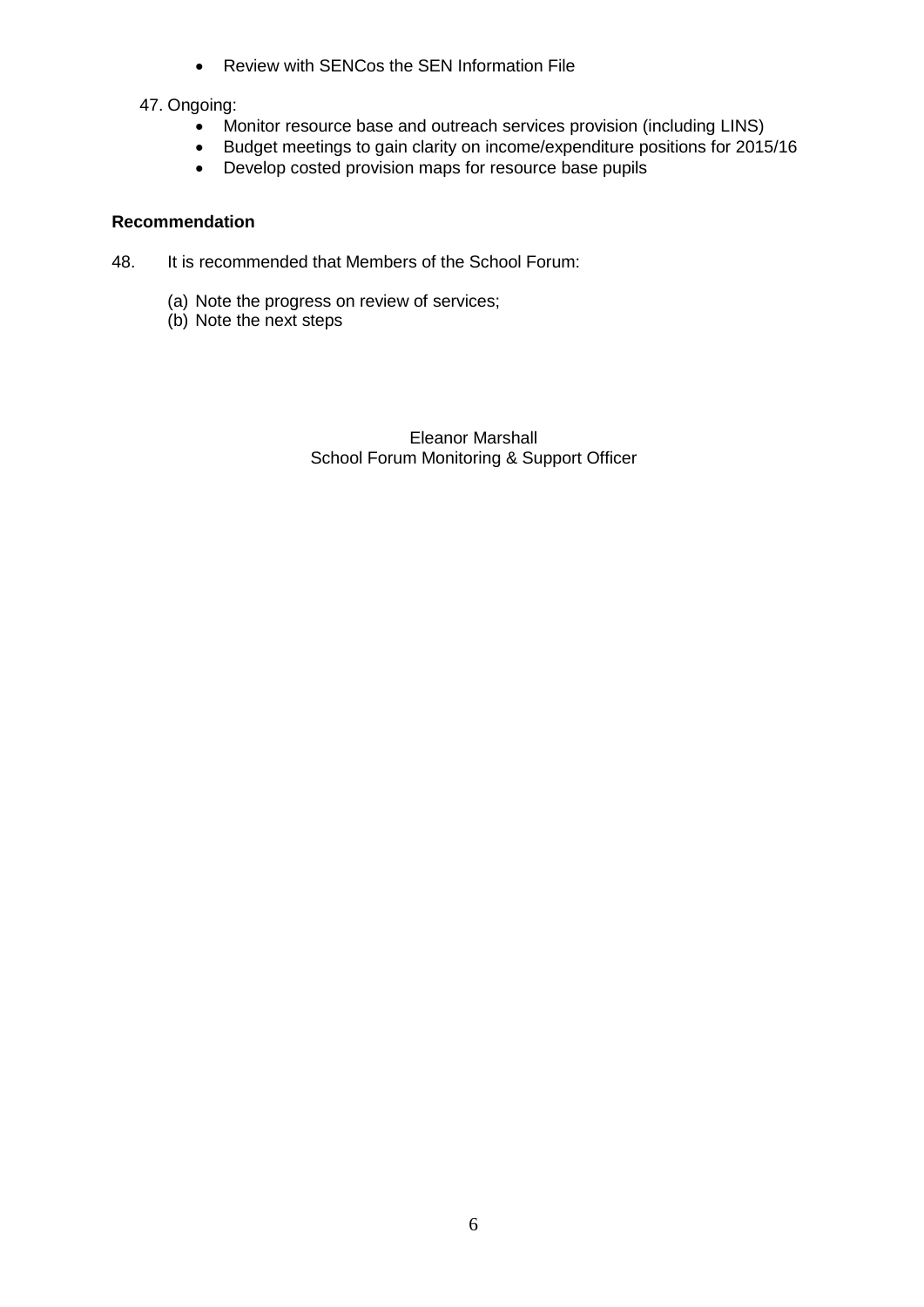- Review with SENCos the SEN Information File

47. Ongoing:
    - Monitor resource base and outreach services provision (including LINS)
    - Budget meetings to gain clarity on income/expenditure positions for 2015/16
    - Develop costed provision maps for resource base pupils

**Recommendation**

48. It is recommended that Members of the School Forum:

    (a) Note the progress on review of services;
    (b) Note the next steps

Eleanor Marshall
School Forum Monitoring & Support Officer